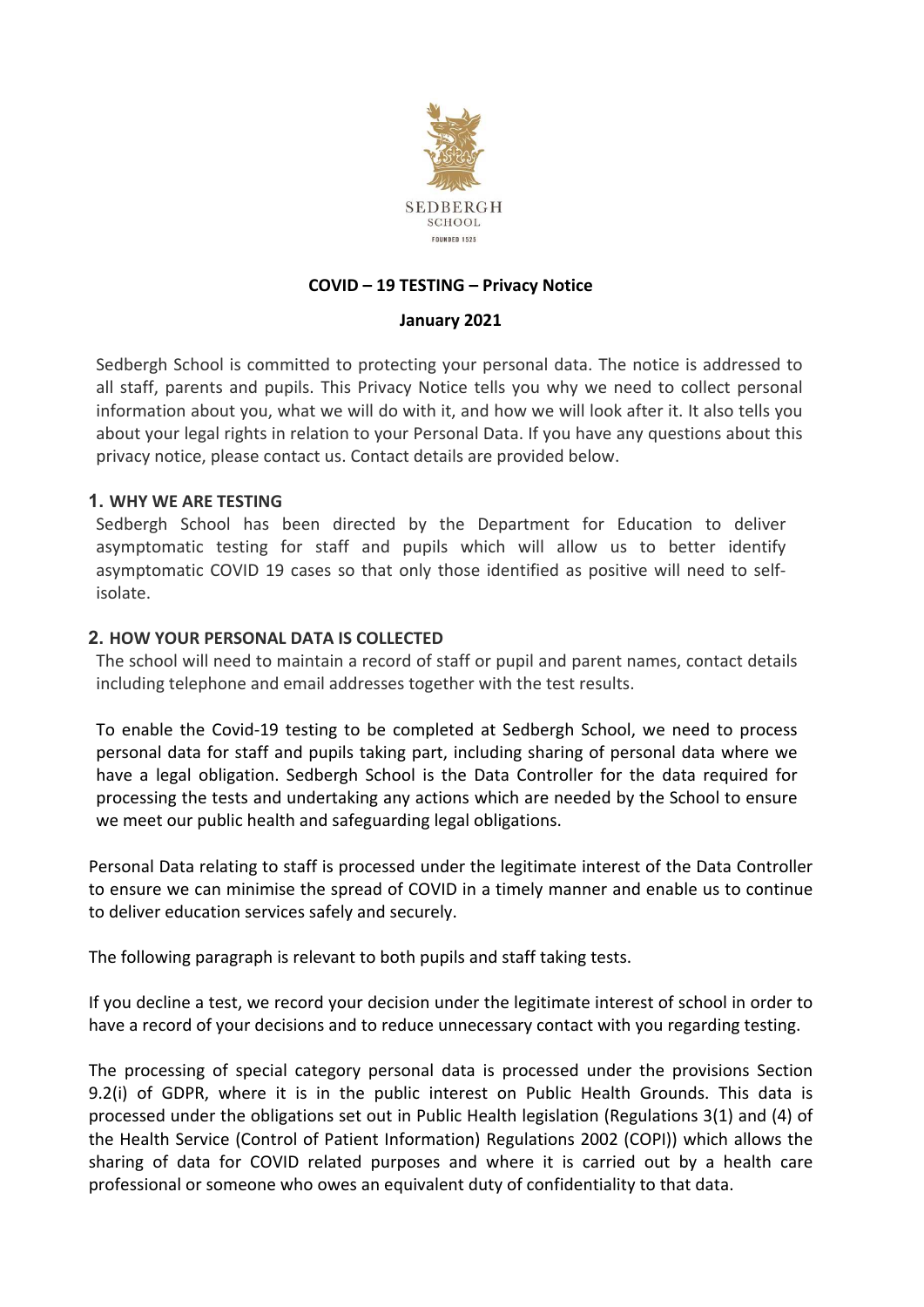SEDBERGH SCHOOL

FOUNDED 1525

**COVID – 19 TESTING – Privacy Notice**

**January 2021**

Sedbergh School is committed to protecting your personal data. The notice is addressed to all staff, parents and pupils. This Privacy Notice tells you why we need to collect personal information about you, what we will do with it, and how we will look after it. It also tells you about your legal rights in relation to your Personal Data. If you have any questions about this privacy notice, please contact us. Contact details are provided below.

## 1. WHY WE ARE TESTING

Sedbergh School has been directed by the Department for Education to deliver asymptomatic testing for staff and pupils which will allow us to better identify asymptomatic COVID 19 cases so that only those identified as positive will need to self-isolate.

## 2. HOW YOUR PERSONAL DATA IS COLLECTED

The school will need to maintain a record of staff or pupil and parent names, contact details including telephone and email addresses together with the test results.

To enable the Covid-19 testing to be completed at Sedbergh School, we need to process personal data for staff and pupils taking part, including sharing of personal data where we have a legal obligation. Sedbergh School is the Data Controller for the data required for processing the tests and undertaking any actions which are needed by the School to ensure we meet our public health and safeguarding legal obligations.

Personal Data relating to staff is processed under the legitimate interest of the Data Controller to ensure we can minimise the spread of COVID in a timely manner and enable us to continue to deliver education services safely and securely.

The following paragraph is relevant to both pupils and staff taking tests.

If you decline a test, we record your decision under the legitimate interest of school in order to have a record of your decisions and to reduce unnecessary contact with you regarding testing.

The processing of special category personal data is processed under the provisions Section 9.2(i) of GDPR, where it is in the public interest on Public Health Grounds. This data is processed under the obligations set out in Public Health legislation (Regulations 3(1) and (4) of the Health Service (Control of Patient Information) Regulations 2002 (COPI)) which allows the sharing of data for COVID related purposes and where it is carried out by a health care professional or someone who owes an equivalent duty of confidentiality to that data.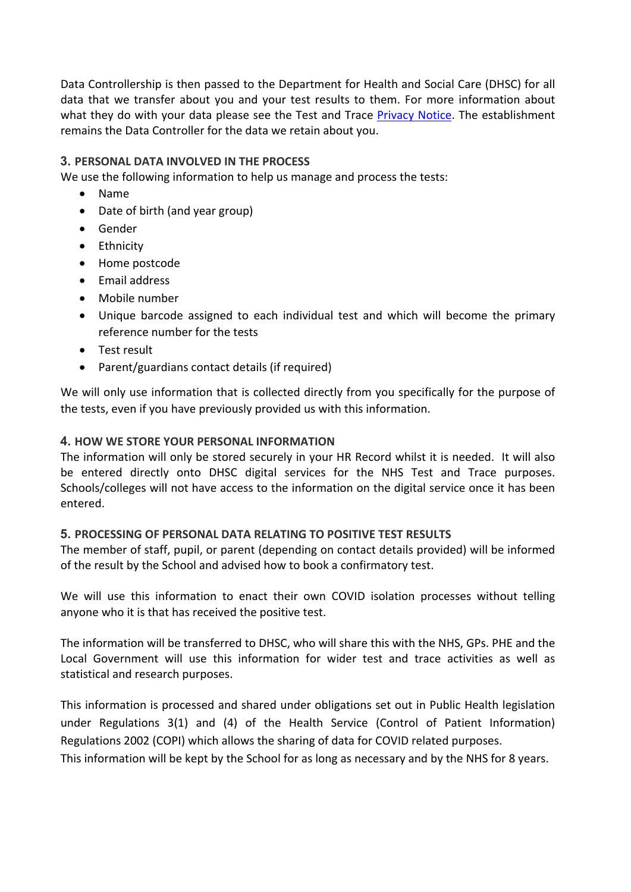Data Controllership is then passed to the Department for Health and Social Care (DHSC) for all data that we transfer about you and your test results to them. For more information about what they do with your data please see the Test and Trace Privacy Notice. The establishment remains the Data Controller for the data we retain about you.

## 3. PERSONAL DATA INVOLVED IN THE PROCESS

We use the following information to help us manage and process the tests:

- Name
- Date of birth (and year group)
- Gender
- Ethnicity
- Home postcode
- Email address
- Mobile number
- Unique barcode assigned to each individual test and which will become the primary reference number for the tests
- Test result
- Parent/guardians contact details (if required)

We will only use information that is collected directly from you specifically for the purpose of the tests, even if you have previously provided us with this information.

## 4. HOW WE STORE YOUR PERSONAL INFORMATION

The information will only be stored securely in your HR Record whilst it is needed. It will also be entered directly onto DHSC digital services for the NHS Test and Trace purposes. Schools/colleges will not have access to the information on the digital service once it has been entered.

## 5. PROCESSING OF PERSONAL DATA RELATING TO POSITIVE TEST RESULTS

The member of staff, pupil, or parent (depending on contact details provided) will be informed of the result by the School and advised how to book a confirmatory test.

We will use this information to enact their own COVID isolation processes without telling anyone who it is that has received the positive test.

The information will be transferred to DHSC, who will share this with the NHS, GPs. PHE and the Local Government will use this information for wider test and trace activities as well as statistical and research purposes.

This information is processed and shared under obligations set out in Public Health legislation under Regulations 3(1) and (4) of the Health Service (Control of Patient Information) Regulations 2002 (COPI) which allows the sharing of data for COVID related purposes.
This information will be kept by the School for as long as necessary and by the NHS for 8 years.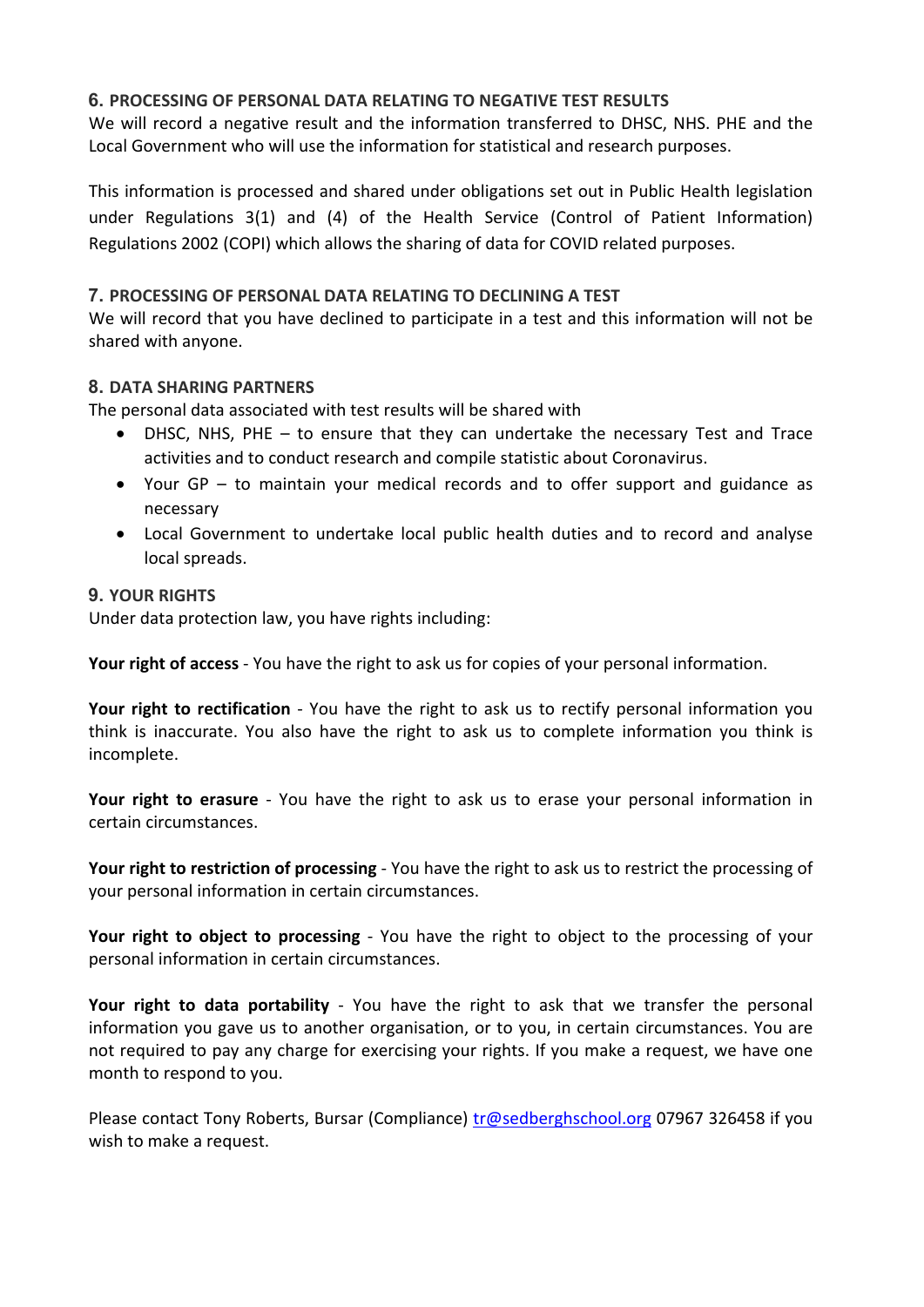## 6. PROCESSING OF PERSONAL DATA RELATING TO NEGATIVE TEST RESULTS

We will record a negative result and the information transferred to DHSC, NHS. PHE and the Local Government who will use the information for statistical and research purposes.

This information is processed and shared under obligations set out in Public Health legislation under Regulations 3(1) and (4) of the Health Service (Control of Patient Information) Regulations 2002 (COPI) which allows the sharing of data for COVID related purposes.

## 7. PROCESSING OF PERSONAL DATA RELATING TO DECLINING A TEST

We will record that you have declined to participate in a test and this information will not be shared with anyone.

## 8. DATA SHARING PARTNERS

The personal data associated with test results will be shared with

- DHSC, NHS, PHE – to ensure that they can undertake the necessary Test and Trace activities and to conduct research and compile statistic about Coronavirus.
- Your GP – to maintain your medical records and to offer support and guidance as necessary
- Local Government to undertake local public health duties and to record and analyse local spreads.

## 9. YOUR RIGHTS

Under data protection law, you have rights including:

**Your right of access** - You have the right to ask us for copies of your personal information.

**Your right to rectification** - You have the right to ask us to rectify personal information you think is inaccurate. You also have the right to ask us to complete information you think is incomplete.

**Your right to erasure** - You have the right to ask us to erase your personal information in certain circumstances.

**Your right to restriction of processing** - You have the right to ask us to restrict the processing of your personal information in certain circumstances.

**Your right to object to processing** - You have the right to object to the processing of your personal information in certain circumstances.

**Your right to data portability** - You have the right to ask that we transfer the personal information you gave us to another organisation, or to you, in certain circumstances. You are not required to pay any charge for exercising your rights. If you make a request, we have one month to respond to you.

Please contact Tony Roberts, Bursar (Compliance) tr@sedberghschool.org 07967 326458 if you wish to make a request.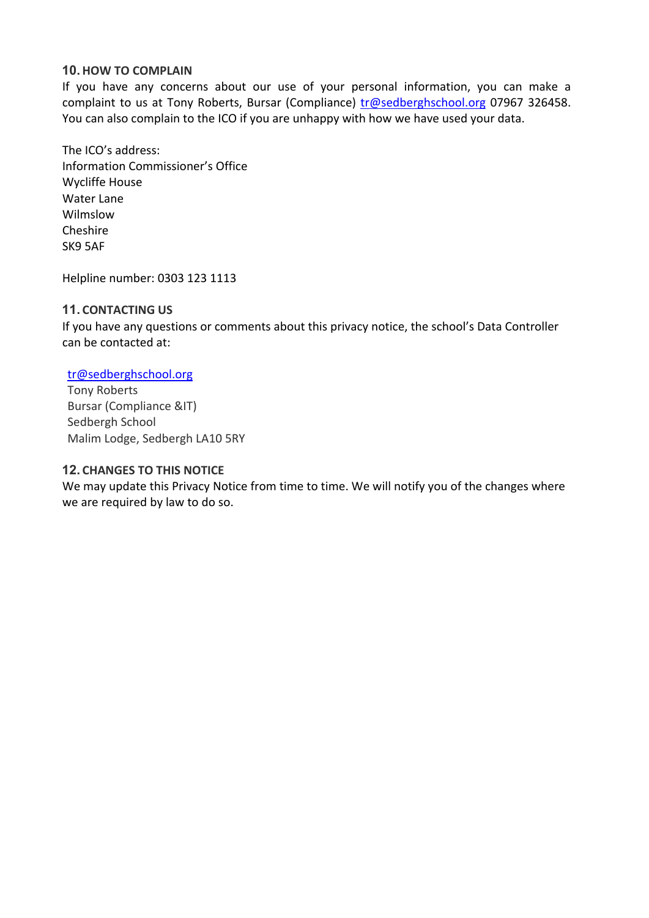## 10. HOW TO COMPLAIN

If you have any concerns about our use of your personal information, you can make a complaint to us at Tony Roberts, Bursar (Compliance) tr@sedberghschool.org 07967 326458. You can also complain to the ICO if you are unhappy with how we have used your data.

The ICO's address:
Information Commissioner's Office
Wycliffe House
Water Lane
Wilmslow
Cheshire
SK9 5AF

Helpline number: 0303 123 1113

## 11. CONTACTING US

If you have any questions or comments about this privacy notice, the school's Data Controller can be contacted at:

tr@sedberghschool.org
Tony Roberts
Bursar (Compliance &IT)
Sedbergh School
Malim Lodge, Sedbergh LA10 5RY

## 12. CHANGES TO THIS NOTICE

We may update this Privacy Notice from time to time. We will notify you of the changes where we are required by law to do so.